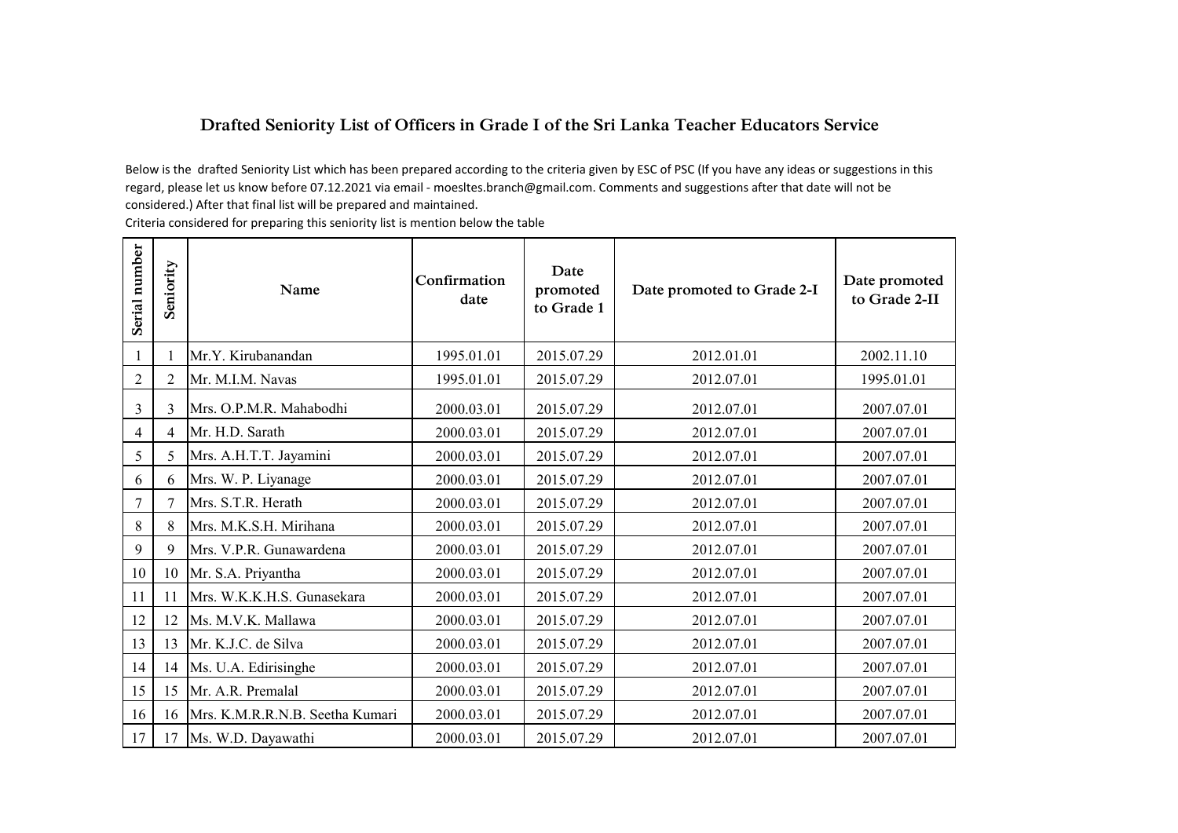## Drafted Seniority List of Officers in Grade I of the Sri Lanka Teacher Educators Service

Below is the drafted Seniority List which has been prepared according to the criteria given by ESC of PSC (If you have any ideas or suggestions in this regard, please let us know before 07.12.2021 via email - moesltes.branch@gmail.com. Comments and suggestions after that date will not be considered.) After that final list will be prepared and maintained.

Criteria considered for preparing this seniority list is mention below the table

| Serial number | Seniority | Name | Confirmation date | Date promoted to Grade 1 | Date promoted to Grade 2-I | Date promoted to Grade 2-II |
|---|---|---|---|---|---|---|
| 1 | 1 | Mr.Y. Kirubanandan | 1995.01.01 | 2015.07.29 | 2012.01.01 | 2002.11.10 |
| 2 | 2 | Mr. M.I.M. Navas | 1995.01.01 | 2015.07.29 | 2012.07.01 | 1995.01.01 |
| 3 | 3 | Mrs. O.P.M.R. Mahabodhi | 2000.03.01 | 2015.07.29 | 2012.07.01 | 2007.07.01 |
| 4 | 4 | Mr. H.D. Sarath | 2000.03.01 | 2015.07.29 | 2012.07.01 | 2007.07.01 |
| 5 | 5 | Mrs. A.H.T.T. Jayamini | 2000.03.01 | 2015.07.29 | 2012.07.01 | 2007.07.01 |
| 6 | 6 | Mrs. W. P. Liyanage | 2000.03.01 | 2015.07.29 | 2012.07.01 | 2007.07.01 |
| 7 | 7 | Mrs. S.T.R. Herath | 2000.03.01 | 2015.07.29 | 2012.07.01 | 2007.07.01 |
| 8 | 8 | Mrs. M.K.S.H. Mirihana | 2000.03.01 | 2015.07.29 | 2012.07.01 | 2007.07.01 |
| 9 | 9 | Mrs. V.P.R. Gunawardena | 2000.03.01 | 2015.07.29 | 2012.07.01 | 2007.07.01 |
| 10 | 10 | Mr. S.A. Priyantha | 2000.03.01 | 2015.07.29 | 2012.07.01 | 2007.07.01 |
| 11 | 11 | Mrs. W.K.K.H.S. Gunasekara | 2000.03.01 | 2015.07.29 | 2012.07.01 | 2007.07.01 |
| 12 | 12 | Ms. M.V.K. Mallawa | 2000.03.01 | 2015.07.29 | 2012.07.01 | 2007.07.01 |
| 13 | 13 | Mr. K.J.C. de Silva | 2000.03.01 | 2015.07.29 | 2012.07.01 | 2007.07.01 |
| 14 | 14 | Ms. U.A. Edirisinghe | 2000.03.01 | 2015.07.29 | 2012.07.01 | 2007.07.01 |
| 15 | 15 | Mr. A.R. Premalal | 2000.03.01 | 2015.07.29 | 2012.07.01 | 2007.07.01 |
| 16 | 16 | Mrs. K.M.R.R.N.B. Seetha Kumari | 2000.03.01 | 2015.07.29 | 2012.07.01 | 2007.07.01 |
| 17 | 17 | Ms. W.D. Dayawathi | 2000.03.01 | 2015.07.29 | 2012.07.01 | 2007.07.01 |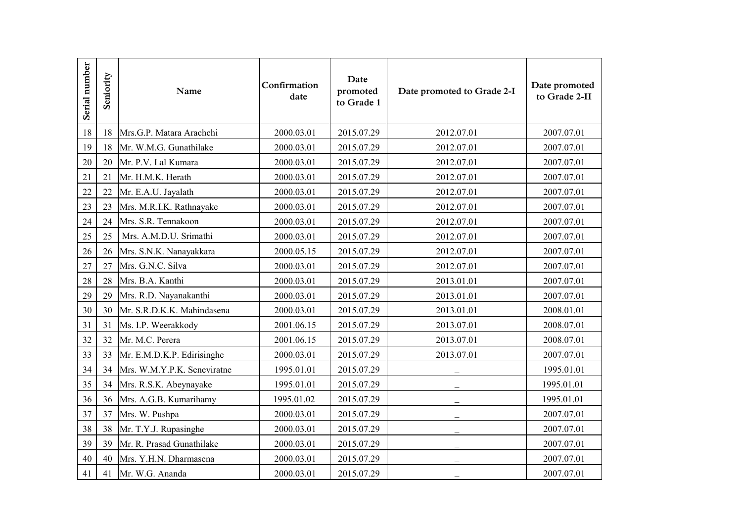| Serial number | Seniority | Name | Confirmation date | Date promoted to Grade 1 | Date promoted to Grade 2-I | Date promoted to Grade 2-II |
|---|---|---|---|---|---|---|
| 18 | 18 | Mrs.G.P. Matara Arachchi | 2000.03.01 | 2015.07.29 | 2012.07.01 | 2007.07.01 |
| 19 | 18 | Mr. W.M.G. Gunathilake | 2000.03.01 | 2015.07.29 | 2012.07.01 | 2007.07.01 |
| 20 | 20 | Mr. P.V. Lal Kumara | 2000.03.01 | 2015.07.29 | 2012.07.01 | 2007.07.01 |
| 21 | 21 | Mr. H.M.K. Herath | 2000.03.01 | 2015.07.29 | 2012.07.01 | 2007.07.01 |
| 22 | 22 | Mr. E.A.U. Jayalath | 2000.03.01 | 2015.07.29 | 2012.07.01 | 2007.07.01 |
| 23 | 23 | Mrs. M.R.I.K. Rathnayake | 2000.03.01 | 2015.07.29 | 2012.07.01 | 2007.07.01 |
| 24 | 24 | Mrs. S.R. Tennakoon | 2000.03.01 | 2015.07.29 | 2012.07.01 | 2007.07.01 |
| 25 | 25 | Mrs. A.M.D.U. Srimathi | 2000.03.01 | 2015.07.29 | 2012.07.01 | 2007.07.01 |
| 26 | 26 | Mrs. S.N.K. Nanayakkara | 2000.05.15 | 2015.07.29 | 2012.07.01 | 2007.07.01 |
| 27 | 27 | Mrs. G.N.C. Silva | 2000.03.01 | 2015.07.29 | 2012.07.01 | 2007.07.01 |
| 28 | 28 | Mrs. B.A. Kanthi | 2000.03.01 | 2015.07.29 | 2013.01.01 | 2007.07.01 |
| 29 | 29 | Mrs. R.D. Nayanakanthi | 2000.03.01 | 2015.07.29 | 2013.01.01 | 2007.07.01 |
| 30 | 30 | Mr. S.R.D.K.K. Mahindasena | 2000.03.01 | 2015.07.29 | 2013.01.01 | 2008.01.01 |
| 31 | 31 | Ms. I.P. Weerakkody | 2001.06.15 | 2015.07.29 | 2013.07.01 | 2008.07.01 |
| 32 | 32 | Mr. M.C. Perera | 2001.06.15 | 2015.07.29 | 2013.07.01 | 2008.07.01 |
| 33 | 33 | Mr. E.M.D.K.P. Edirisinghe | 2000.03.01 | 2015.07.29 | 2013.07.01 | 2007.07.01 |
| 34 | 34 | Mrs. W.M.Y.P.K. Seneviratne | 1995.01.01 | 2015.07.29 | _ | 1995.01.01 |
| 35 | 34 | Mrs. R.S.K. Abeynayake | 1995.01.01 | 2015.07.29 | _ | 1995.01.01 |
| 36 | 36 | Mrs. A.G.B. Kumarihamy | 1995.01.02 | 2015.07.29 | _ | 1995.01.01 |
| 37 | 37 | Mrs. W. Pushpa | 2000.03.01 | 2015.07.29 | _ | 2007.07.01 |
| 38 | 38 | Mr. T.Y.J. Rupasinghe | 2000.03.01 | 2015.07.29 | _ | 2007.07.01 |
| 39 | 39 | Mr. R. Prasad Gunathilake | 2000.03.01 | 2015.07.29 | _ | 2007.07.01 |
| 40 | 40 | Mrs. Y.H.N. Dharmasena | 2000.03.01 | 2015.07.29 | _ | 2007.07.01 |
| 41 | 41 | Mr. W.G. Ananda | 2000.03.01 | 2015.07.29 | _ | 2007.07.01 |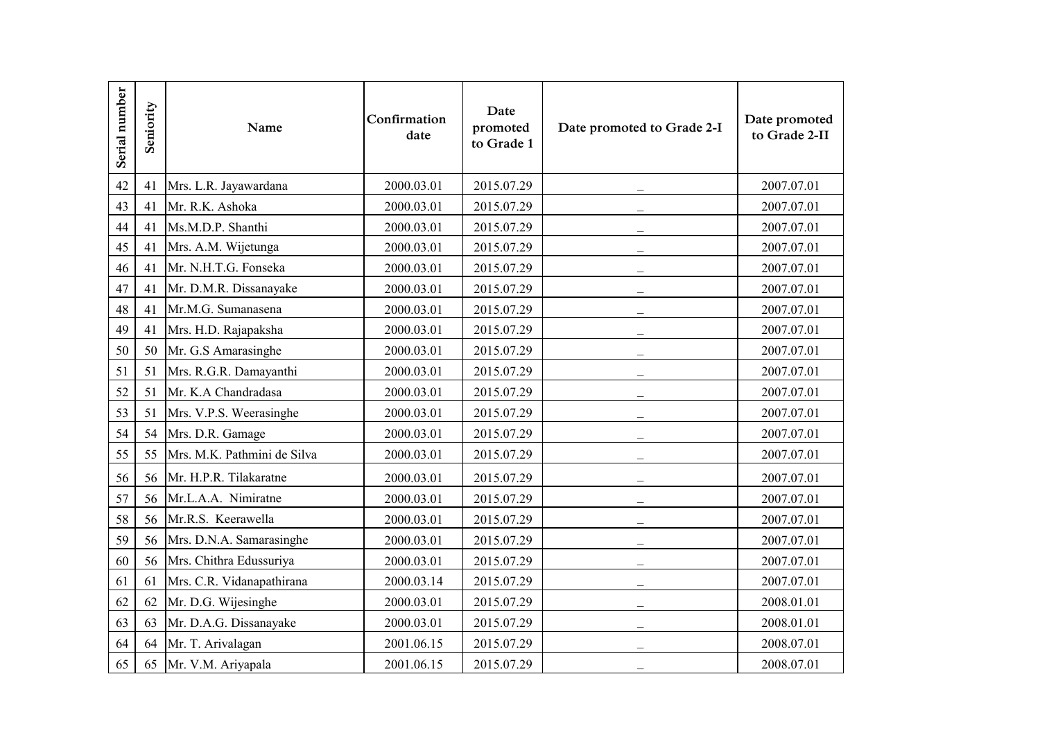| Serial number | Seniority | Name | Confirmation date | Date promoted to Grade 1 | Date promoted to Grade 2-I | Date promoted to Grade 2-II |
|---|---|---|---|---|---|---|
| 42 | 41 | Mrs. L.R. Jayawardana | 2000.03.01 | 2015.07.29 | _ | 2007.07.01 |
| 43 | 41 | Mr. R.K. Ashoka | 2000.03.01 | 2015.07.29 | _ | 2007.07.01 |
| 44 | 41 | Ms.M.D.P. Shanthi | 2000.03.01 | 2015.07.29 | _ | 2007.07.01 |
| 45 | 41 | Mrs. A.M. Wijetunga | 2000.03.01 | 2015.07.29 | _ | 2007.07.01 |
| 46 | 41 | Mr. N.H.T.G. Fonseka | 2000.03.01 | 2015.07.29 | _ | 2007.07.01 |
| 47 | 41 | Mr. D.M.R. Dissanayake | 2000.03.01 | 2015.07.29 | _ | 2007.07.01 |
| 48 | 41 | Mr.M.G. Sumanasena | 2000.03.01 | 2015.07.29 | _ | 2007.07.01 |
| 49 | 41 | Mrs. H.D. Rajapaksha | 2000.03.01 | 2015.07.29 | _ | 2007.07.01 |
| 50 | 50 | Mr. G.S Amarasinghe | 2000.03.01 | 2015.07.29 | _ | 2007.07.01 |
| 51 | 51 | Mrs. R.G.R. Damayanthi | 2000.03.01 | 2015.07.29 | _ | 2007.07.01 |
| 52 | 51 | Mr. K.A Chandradasa | 2000.03.01 | 2015.07.29 | _ | 2007.07.01 |
| 53 | 51 | Mrs. V.P.S. Weerasinghe | 2000.03.01 | 2015.07.29 | _ | 2007.07.01 |
| 54 | 54 | Mrs. D.R. Gamage | 2000.03.01 | 2015.07.29 | _ | 2007.07.01 |
| 55 | 55 | Mrs. M.K. Pathmini de Silva | 2000.03.01 | 2015.07.29 | _ | 2007.07.01 |
| 56 | 56 | Mr. H.P.R. Tilakaratne | 2000.03.01 | 2015.07.29 | _ | 2007.07.01 |
| 57 | 56 | Mr.L.A.A. Nimiratne | 2000.03.01 | 2015.07.29 | _ | 2007.07.01 |
| 58 | 56 | Mr.R.S. Keerawella | 2000.03.01 | 2015.07.29 | _ | 2007.07.01 |
| 59 | 56 | Mrs. D.N.A. Samarasinghe | 2000.03.01 | 2015.07.29 | _ | 2007.07.01 |
| 60 | 56 | Mrs. Chithra Edussuriya | 2000.03.01 | 2015.07.29 | _ | 2007.07.01 |
| 61 | 61 | Mrs. C.R. Vidanapathirana | 2000.03.14 | 2015.07.29 | _ | 2007.07.01 |
| 62 | 62 | Mr. D.G. Wijesinghe | 2000.03.01 | 2015.07.29 | _ | 2008.01.01 |
| 63 | 63 | Mr. D.A.G. Dissanayake | 2000.03.01 | 2015.07.29 | _ | 2008.01.01 |
| 64 | 64 | Mr. T. Arivalagan | 2001.06.15 | 2015.07.29 | _ | 2008.07.01 |
| 65 | 65 | Mr. V.M. Ariyapala | 2001.06.15 | 2015.07.29 | _ | 2008.07.01 |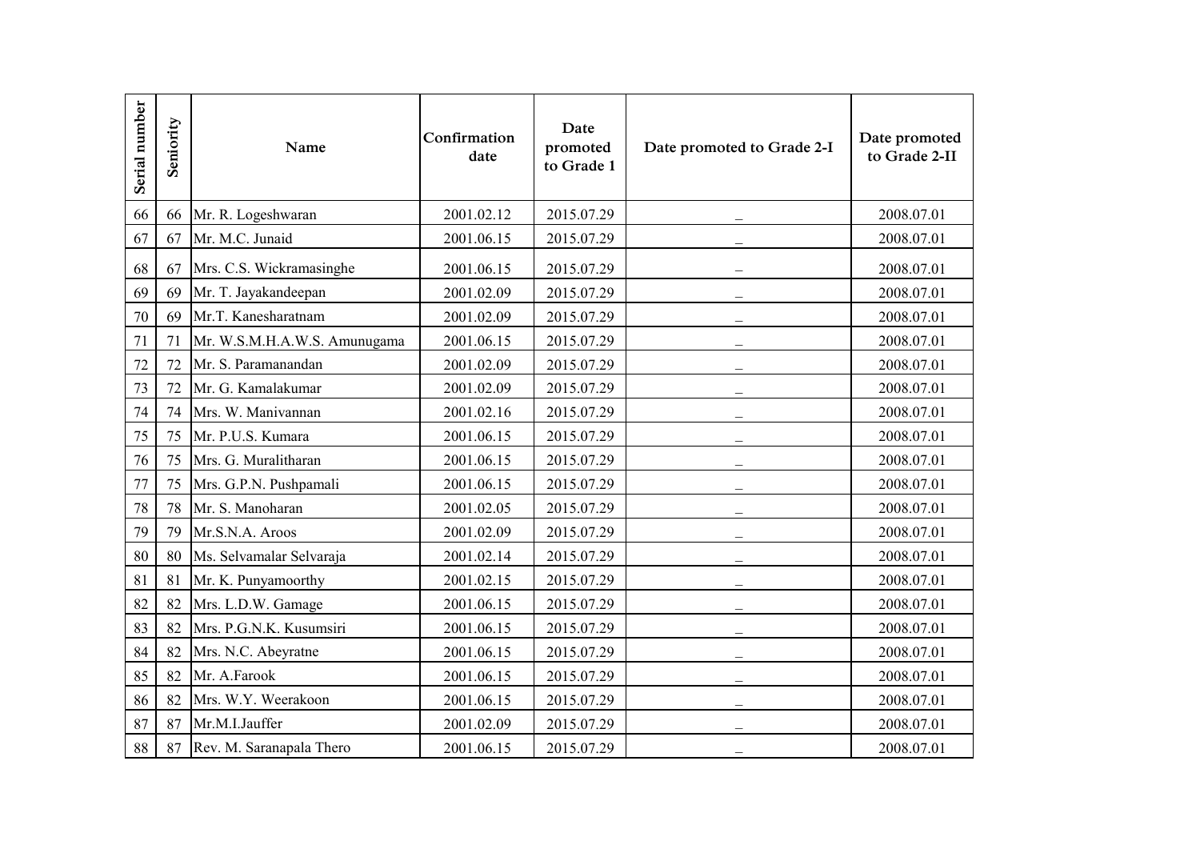| Serial number | Seniority | Name | Confirmation date | Date promoted to Grade 1 | Date promoted to Grade 2-I | Date promoted to Grade 2-II |
|---|---|---|---|---|---|---|
| 66 | 66 | Mr. R. Logeshwaran | 2001.02.12 | 2015.07.29 | _ | 2008.07.01 |
| 67 | 67 | Mr. M.C. Junaid | 2001.06.15 | 2015.07.29 | _ | 2008.07.01 |
| 68 | 67 | Mrs. C.S. Wickramasinghe | 2001.06.15 | 2015.07.29 | _ | 2008.07.01 |
| 69 | 69 | Mr. T. Jayakandeepan | 2001.02.09 | 2015.07.29 | _ | 2008.07.01 |
| 70 | 69 | Mr.T. Kanesharatnam | 2001.02.09 | 2015.07.29 | _ | 2008.07.01 |
| 71 | 71 | Mr. W.S.M.H.A.W.S. Amunugama | 2001.06.15 | 2015.07.29 | _ | 2008.07.01 |
| 72 | 72 | Mr. S. Paramanandan | 2001.02.09 | 2015.07.29 | _ | 2008.07.01 |
| 73 | 72 | Mr. G. Kamalakumar | 2001.02.09 | 2015.07.29 | _ | 2008.07.01 |
| 74 | 74 | Mrs. W. Manivannan | 2001.02.16 | 2015.07.29 | _ | 2008.07.01 |
| 75 | 75 | Mr. P.U.S. Kumara | 2001.06.15 | 2015.07.29 | _ | 2008.07.01 |
| 76 | 75 | Mrs. G. Muralitharan | 2001.06.15 | 2015.07.29 | _ | 2008.07.01 |
| 77 | 75 | Mrs. G.P.N. Pushpamali | 2001.06.15 | 2015.07.29 | _ | 2008.07.01 |
| 78 | 78 | Mr. S. Manoharan | 2001.02.05 | 2015.07.29 | _ | 2008.07.01 |
| 79 | 79 | Mr.S.N.A. Aroos | 2001.02.09 | 2015.07.29 | _ | 2008.07.01 |
| 80 | 80 | Ms. Selvamalar Selvaraja | 2001.02.14 | 2015.07.29 | _ | 2008.07.01 |
| 81 | 81 | Mr. K. Punyamoorthy | 2001.02.15 | 2015.07.29 | _ | 2008.07.01 |
| 82 | 82 | Mrs. L.D.W. Gamage | 2001.06.15 | 2015.07.29 | _ | 2008.07.01 |
| 83 | 82 | Mrs. P.G.N.K. Kusumsiri | 2001.06.15 | 2015.07.29 | _ | 2008.07.01 |
| 84 | 82 | Mrs. N.C. Abeyratne | 2001.06.15 | 2015.07.29 | _ | 2008.07.01 |
| 85 | 82 | Mr. A.Farook | 2001.06.15 | 2015.07.29 | _ | 2008.07.01 |
| 86 | 82 | Mrs. W.Y. Weerakoon | 2001.06.15 | 2015.07.29 | _ | 2008.07.01 |
| 87 | 87 | Mr.M.I.Jauffer | 2001.02.09 | 2015.07.29 | _ | 2008.07.01 |
| 88 | 87 | Rev. M. Saranapala Thero | 2001.06.15 | 2015.07.29 | _ | 2008.07.01 |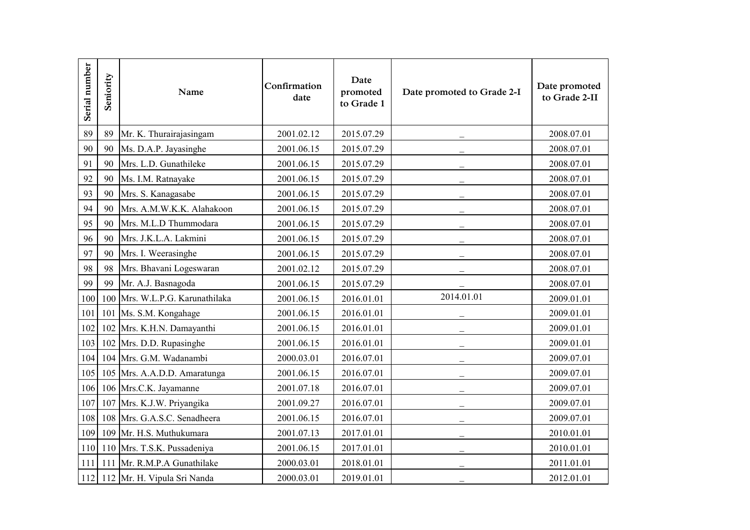| Serial number | Seniority | Name | Confirmation date | Date promoted to Grade 1 | Date promoted to Grade 2-I | Date promoted to Grade 2-II |
|---|---|---|---|---|---|---|
| 89 | 89 | Mr. K. Thurairajasingam | 2001.02.12 | 2015.07.29 | _ | 2008.07.01 |
| 90 | 90 | Ms. D.A.P. Jayasinghe | 2001.06.15 | 2015.07.29 | _ | 2008.07.01 |
| 91 | 90 | Mrs. L.D. Gunathileke | 2001.06.15 | 2015.07.29 | _ | 2008.07.01 |
| 92 | 90 | Ms. I.M. Ratnayake | 2001.06.15 | 2015.07.29 | _ | 2008.07.01 |
| 93 | 90 | Mrs. S. Kanagasabe | 2001.06.15 | 2015.07.29 | _ | 2008.07.01 |
| 94 | 90 | Mrs. A.M.W.K.K. Alahakoon | 2001.06.15 | 2015.07.29 | _ | 2008.07.01 |
| 95 | 90 | Mrs. M.L.D Thummodara | 2001.06.15 | 2015.07.29 | _ | 2008.07.01 |
| 96 | 90 | Mrs. J.K.L.A. Lakmini | 2001.06.15 | 2015.07.29 | _ | 2008.07.01 |
| 97 | 90 | Mrs. I. Weerasinghe | 2001.06.15 | 2015.07.29 | _ | 2008.07.01 |
| 98 | 98 | Mrs. Bhavani Logeswaran | 2001.02.12 | 2015.07.29 | _ | 2008.07.01 |
| 99 | 99 | Mr. A.J. Basnagoda | 2001.06.15 | 2015.07.29 | _ | 2008.07.01 |
| 100 | 100 | Mrs. W.L.P.G. Karunathilaka | 2001.06.15 | 2016.01.01 | 2014.01.01 | 2009.01.01 |
| 101 | 101 | Ms. S.M. Kongahage | 2001.06.15 | 2016.01.01 | _ | 2009.01.01 |
| 102 | 102 | Mrs. K.H.N. Damayanthi | 2001.06.15 | 2016.01.01 | _ | 2009.01.01 |
| 103 | 102 | Mrs. D.D. Rupasinghe | 2001.06.15 | 2016.01.01 | _ | 2009.01.01 |
| 104 | 104 | Mrs. G.M. Wadanambi | 2000.03.01 | 2016.07.01 | _ | 2009.07.01 |
| 105 | 105 | Mrs. A.A.D.D. Amaratunga | 2001.06.15 | 2016.07.01 | _ | 2009.07.01 |
| 106 | 106 | Mrs.C.K. Jayamanne | 2001.07.18 | 2016.07.01 | _ | 2009.07.01 |
| 107 | 107 | Mrs. K.J.W. Priyangika | 2001.09.27 | 2016.07.01 | _ | 2009.07.01 |
| 108 | 108 | Mrs. G.A.S.C. Senadheera | 2001.06.15 | 2016.07.01 | _ | 2009.07.01 |
| 109 | 109 | Mr. H.S. Muthukumara | 2001.07.13 | 2017.01.01 | _ | 2010.01.01 |
| 110 | 110 | Mrs. T.S.K. Pussadeniya | 2001.06.15 | 2017.01.01 | _ | 2010.01.01 |
| 111 | 111 | Mr. R.M.P.A Gunathilake | 2000.03.01 | 2018.01.01 | _ | 2011.01.01 |
| 112 | 112 | Mr. H. Vipula Sri Nanda | 2000.03.01 | 2019.01.01 | _ | 2012.01.01 |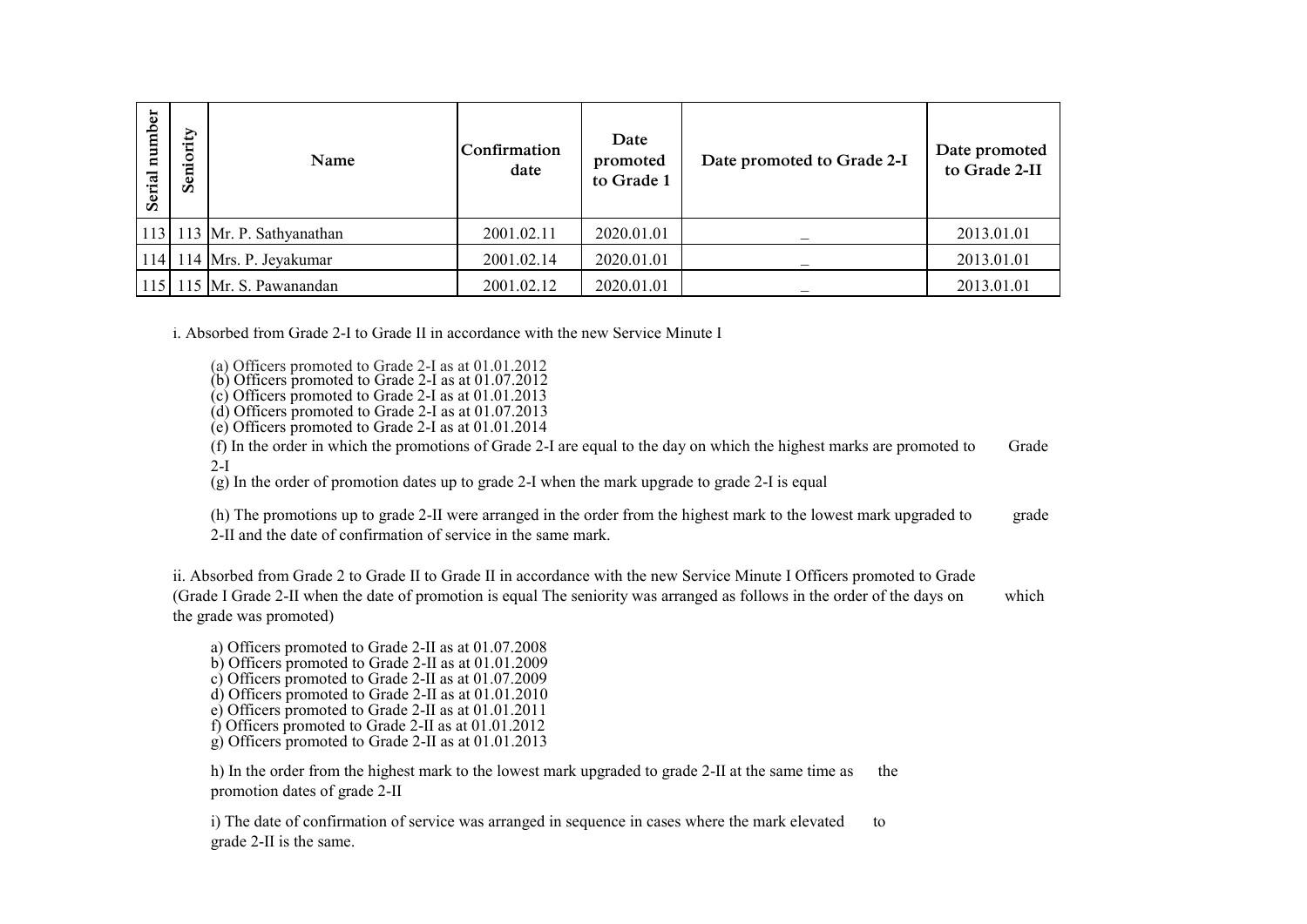| Serial number | Seniority | Name | Confirmation date | Date promoted to Grade 1 | Date promoted to Grade 2-I | Date promoted to Grade 2-II |
|---|---|---|---|---|---|---|
| 113 | 113 | Mr. P. Sathyanathan | 2001.02.11 | 2020.01.01 | _ | 2013.01.01 |
| 114 | 114 | Mrs. P. Jeyakumar | 2001.02.14 | 2020.01.01 | _ | 2013.01.01 |
| 115 | 115 | Mr. S. Pawanandan | 2001.02.12 | 2020.01.01 | _ | 2013.01.01 |

i. Absorbed from Grade 2-I to Grade II in accordance with the new Service Minute I

(a) Officers promoted to Grade 2-I as at 01.01.2012
(b) Officers promoted to Grade 2-I as at 01.07.2012
(c) Officers promoted to Grade 2-I as at 01.01.2013
(d) Officers promoted to Grade 2-I as at 01.07.2013
(e) Officers promoted to Grade 2-I as at 01.01.2014
(f) In the order in which the promotions of Grade 2-I are equal to the day on which the highest marks are promoted to Grade 2-I
(g) In the order of promotion dates up to grade 2-I when the mark upgrade to grade 2-I is equal

(h) The promotions up to grade 2-II were arranged in the order from the highest mark to the lowest mark upgraded to grade 2-II and the date of confirmation of service in the same mark.

ii. Absorbed from Grade 2 to Grade II to Grade II in accordance with the new Service Minute I Officers promoted to Grade (Grade I Grade 2-II when the date of promotion is equal The seniority was arranged as follows in the order of the days on which the grade was promoted)

a) Officers promoted to Grade 2-II as at 01.07.2008
b) Officers promoted to Grade 2-II as at 01.01.2009
c) Officers promoted to Grade 2-II as at 01.07.2009
d) Officers promoted to Grade 2-II as at 01.01.2010
e) Officers promoted to Grade 2-II as at 01.01.2011
f) Officers promoted to Grade 2-II as at 01.01.2012
g) Officers promoted to Grade 2-II as at 01.01.2013

h) In the order from the highest mark to the lowest mark upgraded to grade 2-II at the same time as the promotion dates of grade 2-II

i) The date of confirmation of service was arranged in sequence in cases where the mark elevated to grade 2-II is the same.